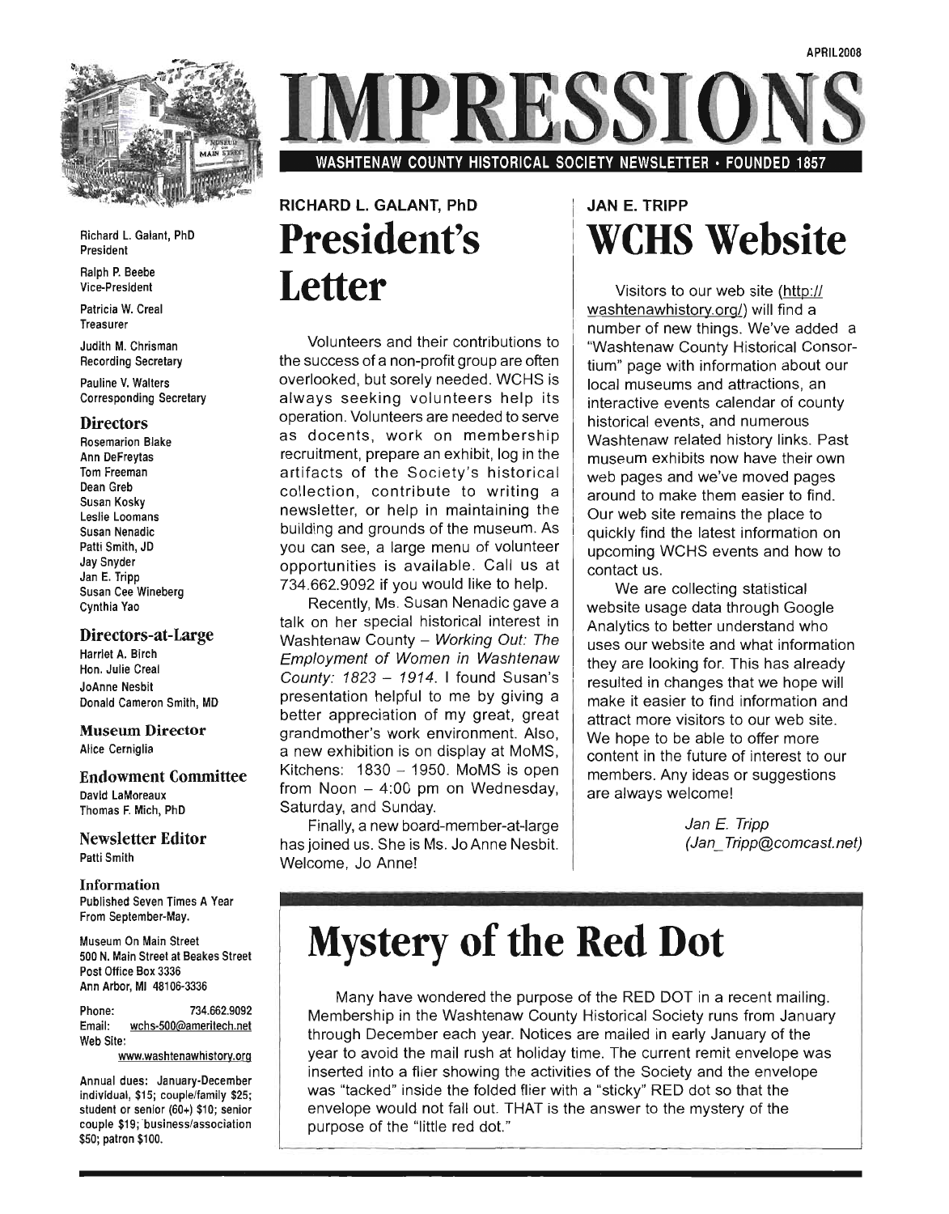APRIL 2008

# IMPRESSIONS

WASHTENAW COUNTY HISTORICAL SOCIETY NEWSLETTER • FOUNDED 1857

Richard L. Galant, PhD
President

Ralph P. Beebe
Vice-President

Patricia W. Creal
Treasurer

Judith M. Chrisman
Recording Secretary

Pauline V. Walters
Corresponding Secretary

### Directors

Rosemarion Blake
Ann DeFreytas
Tom Freeman
Dean Greb
Susan Kosky
Leslie Loomans
Susan Nenadic
Patti Smith, JD
Jay Snyder
Jan E. Tripp
Susan Cee Wineberg
Cynthia Yao

### Directors-at-Large

Harriet A. Birch
Hon. Julie Creal
JoAnne Nesbit
Donald Cameron Smith, MD

### Museum Director

Alice Cerniglia

### Endowment Committee

David LaMoreaux
Thomas F. Mich, PhD

### Newsletter Editor

Patti Smith

### Information

Published Seven Times A Year From September-May.

Museum On Main Street
500 N. Main Street at Beakes Street
Post Office Box 3336
Ann Arbor, MI 48106-3336

Phone: 734.662.9092
Email: wchs-500@ameritech.net
Web Site: www.washtenawhistory.org

Annual dues: January-December individual, $15; couple/family $25; student or senior (60+) $10; senior couple $19; business/association $50; patron $100.

RICHARD L. GALANT, PhD

## President's Letter

Volunteers and their contributions to the success of a non-profit group are often overlooked, but sorely needed. WCHS is always seeking volunteers help its operation. Volunteers are needed to serve as docents, work on membership recruitment, prepare an exhibit, log in the artifacts of the Society's historical collection, contribute to writing a newsletter, or help in maintaining the building and grounds of the museum. As you can see, a large menu of volunteer opportunities is available. Call us at 734.662.9092 if you would like to help.

Recently, Ms. Susan Nenadic gave a talk on her special historical interest in Washtenaw County – *Working Out: The Employment of Women in Washtenaw County: 1823 – 1914*. I found Susan's presentation helpful to me by giving a better appreciation of my great, great grandmother's work environment. Also, a new exhibition is on display at MoMS, Kitchens: 1830 – 1950. MoMS is open from Noon – 4:00 pm on Wednesday, Saturday, and Sunday.

Finally, a new board-member-at-large has joined us. She is Ms. Jo Anne Nesbit. Welcome, Jo Anne!

JAN E. TRIPP

## WCHS Website

Visitors to our web site (http://washtenawhistory.org/) will find a number of new things. We've added a "Washtenaw County Historical Consortium" page with information about our local museums and attractions, an interactive events calendar of county historical events, and numerous Washtenaw related history links. Past museum exhibits now have their own web pages and we've moved pages around to make them easier to find. Our web site remains the place to quickly find the latest information on upcoming WCHS events and how to contact us.

We are collecting statistical website usage data through Google Analytics to better understand who uses our website and what information they are looking for. This has already resulted in changes that we hope will make it easier to find information and attract more visitors to our web site. We hope to be able to offer more content in the future of interest to our members. Any ideas or suggestions are always welcome!

*Jan E. Tripp*
*(Jan_Tripp@comcast.net)*

## Mystery of the Red Dot

Many have wondered the purpose of the RED DOT in a recent mailing. Membership in the Washtenaw County Historical Society runs from January through December each year. Notices are mailed in early January of the year to avoid the mail rush at holiday time. The current remit envelope was inserted into a flier showing the activities of the Society and the envelope was "tacked" inside the folded flier with a "sticky" RED dot so that the envelope would not fall out. THAT is the answer to the mystery of the purpose of the "little red dot."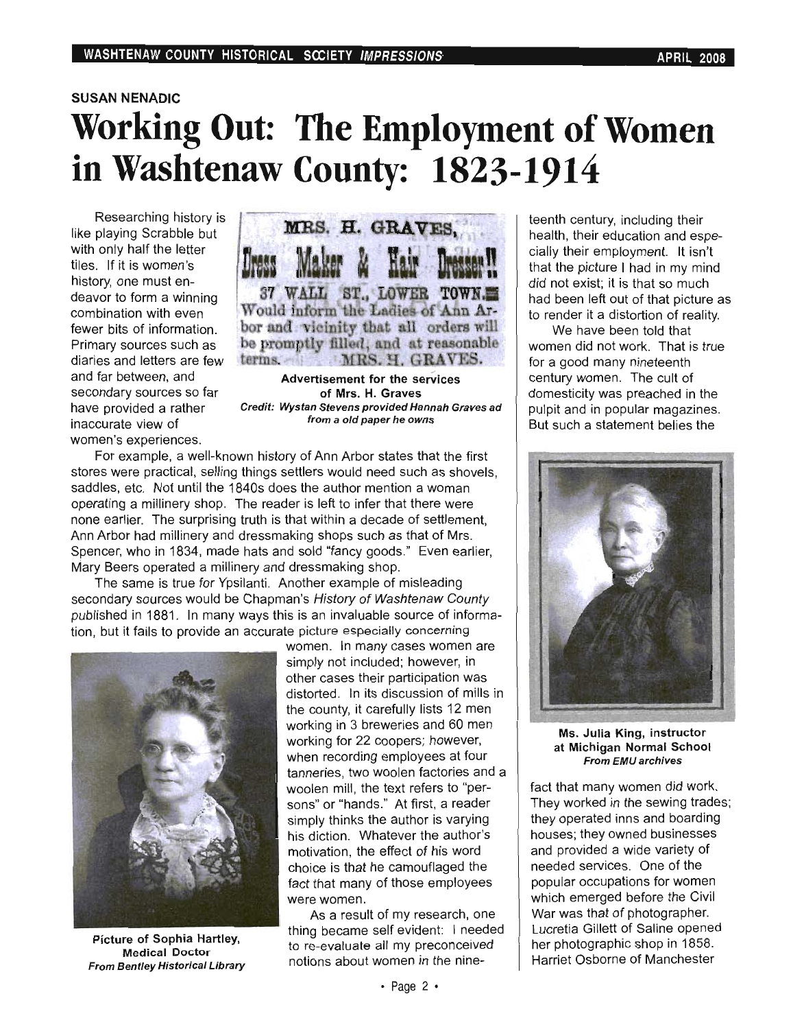SUSAN NENADIC

# Working Out: The Employment of Women in Washtenaw County: 1823-1914

Researching history is like playing Scrabble but with only half the letter tiles. If it is women's history, one must endeavor to form a winning combination with even fewer bits of information. Primary sources such as diaries and letters are few and far between, and secondary sources so far have provided a rather inaccurate view of women's experiences.

MRS. H. GRAVES, Dress Maker & Hair Dresser!! 37 WALL ST., LOWER TOWN. Would inform the Ladies of Ann Arbor and vicinity that all orders will be promptly filled, and at reasonable terms. MRS. H. GRAVES.

**Advertisement for the services of Mrs. H. Graves**
*Credit: Wystan Stevens provided Hannah Graves ad from a old paper he owns*

For example, a well-known history of Ann Arbor states that the first stores were practical, selling things settlers would need such as shovels, saddles, etc. Not until the 1840s does the author mention a woman operating a millinery shop. The reader is left to infer that there were none earlier. The surprising truth is that within a decade of settlement, Ann Arbor had millinery and dressmaking shops such as that of Mrs. Spencer, who in 1834, made hats and sold "fancy goods." Even earlier, Mary Beers operated a millinery and dressmaking shop.

The same is true for Ypsilanti. Another example of misleading secondary sources would be Chapman's *History of Washtenaw County* published in 1881. In many ways this is an invaluable source of information, but it fails to provide an accurate picture especially concerning women. In many cases women are simply not included; however, in other cases their participation was distorted. In its discussion of mills in the county, it carefully lists 12 men working in 3 breweries and 60 men working for 22 coopers; however, when recording employees at four tanneries, two woolen factories and a woolen mill, the text refers to "persons" or "hands." At first, a reader simply thinks the author is varying his diction. Whatever the author's motivation, the effect of his word choice is that he camouflaged the fact that many of those employees were women.

**Picture of Sophia Hartley, Medical Doctor**
*From Bentley Historical Library*

As a result of my research, one thing became self evident: I needed to re-evaluate all my preconceived notions about women in the nineteenth century, including their health, their education and especially their employment. It isn't that the picture I had in my mind did not exist; it is that so much had been left out of that picture as to render it a distortion of reality.

We have been told that women did not work. That is true for a good many nineteenth century women. The cult of domesticity was preached in the pulpit and in popular magazines. But such a statement belies the fact that many women did work. They worked in the sewing trades; they operated inns and boarding houses; they owned businesses and provided a wide variety of needed services. One of the popular occupations for women which emerged before the Civil War was that of photographer. Lucretia Gillett of Saline opened her photographic shop in 1858. Harriet Osborne of Manchester

**Ms. Julia King, instructor at Michigan Normal School**
*From EMU archives*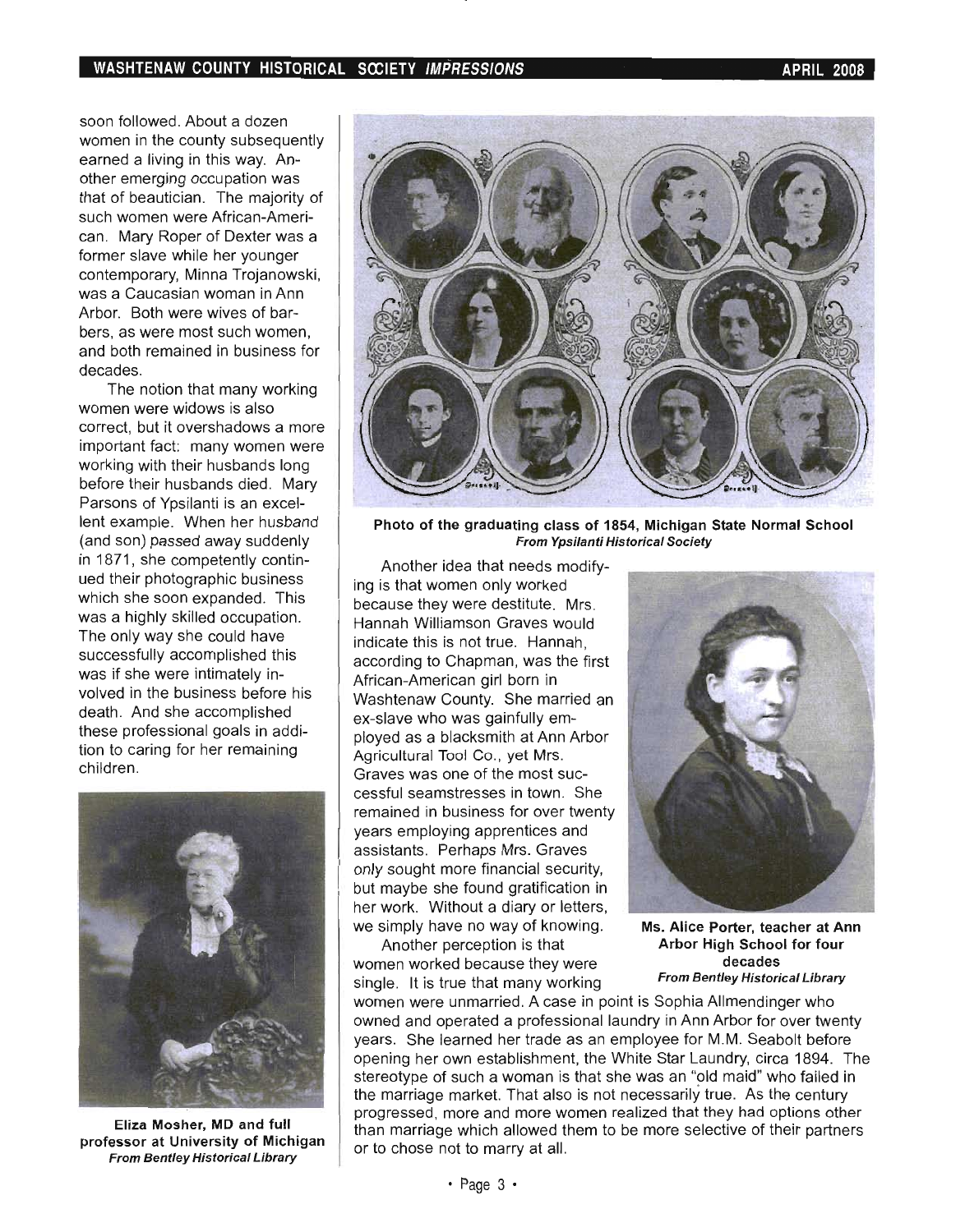soon followed. About a dozen women in the county subsequently earned a living in this way. Another emerging occupation was that of beautician. The majority of such women were African-American. Mary Roper of Dexter was a former slave while her younger contemporary, Minna Trojanowski, was a Caucasian woman in Ann Arbor. Both were wives of barbers, as were most such women, and both remained in business for decades.

The notion that many working women were widows is also correct, but it overshadows a more important fact: many women were working with their husbands long before their husbands died. Mary Parsons of Ypsilanti is an excellent example. When her husband (and son) passed away suddenly in 1871, she competently continued their photographic business which she soon expanded. This was a highly skilled occupation. The only way she could have successfully accomplished this was if she were intimately involved in the business before his death. And she accomplished these professional goals in addition to caring for her remaining children.

**Eliza Mosher, MD and full professor at University of Michigan**
***From Bentley Historical Library***

**Photo of the graduating class of 1854, Michigan State Normal School**
***From Ypsilanti Historical Society***

Another idea that needs modifying is that women only worked because they were destitute. Mrs. Hannah Williamson Graves would indicate this is not true. Hannah, according to Chapman, was the first African-American girl born in Washtenaw County. She married an ex-slave who was gainfully employed as a blacksmith at Ann Arbor Agricultural Tool Co., yet Mrs. Graves was one of the most successful seamstresses in town. She remained in business for over twenty years employing apprentices and assistants. Perhaps Mrs. Graves only sought more financial security, but maybe she found gratification in her work. Without a diary or letters, we simply have no way of knowing.

**Ms. Alice Porter, teacher at Ann Arbor High School for four decades**
***From Bentley Historical Library***

Another perception is that women worked because they were single. It is true that many working women were unmarried. A case in point is Sophia Allmendinger who owned and operated a professional laundry in Ann Arbor for over twenty years. She learned her trade as an employee for M.M. Seabolt before opening her own establishment, the White Star Laundry, circa 1894. The stereotype of such a woman is that she was an "old maid" who failed in the marriage market. That also is not necessarily true. As the century progressed, more and more women realized that they had options other than marriage which allowed them to be more selective of their partners or to chose not to marry at all.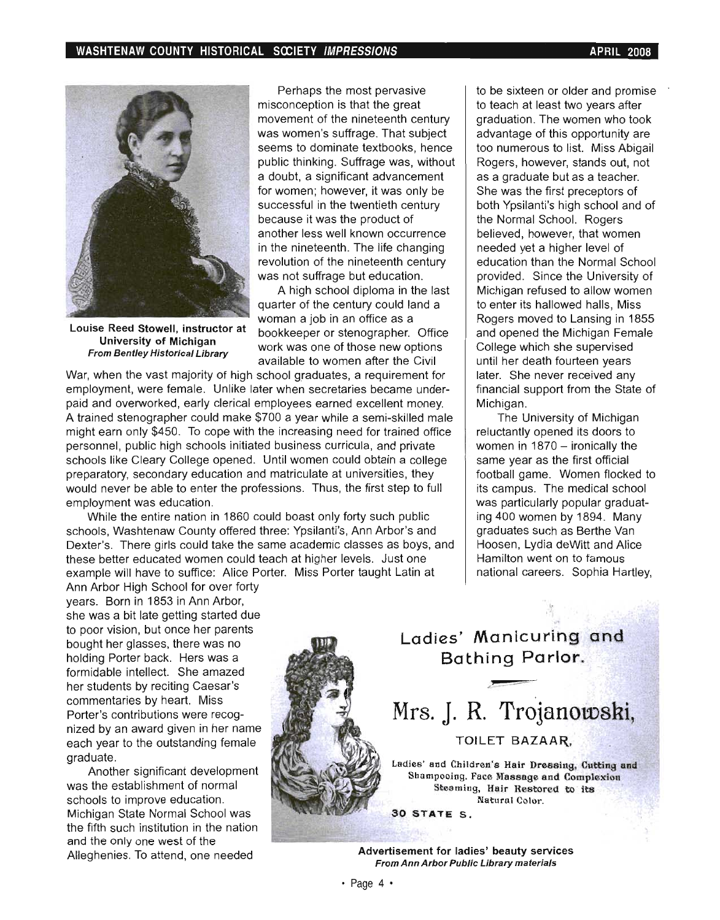Louise Reed Stowell, instructor at University of Michigan
*From Bentley Historical Library*

Perhaps the most pervasive misconception is that the great movement of the nineteenth century was women's suffrage. That subject seems to dominate textbooks, hence public thinking. Suffrage was, without a doubt, a significant advancement for women; however, it was only be successful in the twentieth century because it was the product of another less well known occurrence in the nineteenth. The life changing revolution of the nineteenth century was not suffrage but education.

A high school diploma in the last quarter of the century could land a woman a job in an office as a bookkeeper or stenographer. Office work was one of those new options available to women after the Civil War, when the vast majority of high school graduates, a requirement for employment, were female. Unlike later when secretaries became underpaid and overworked, early clerical employees earned excellent money. A trained stenographer could make $700 a year while a semi-skilled male might earn only $450. To cope with the increasing need for trained office personnel, public high schools initiated business curricula, and private schools like Cleary College opened. Until women could obtain a college preparatory, secondary education and matriculate at universities, they would never be able to enter the professions. Thus, the first step to full employment was education.

While the entire nation in 1860 could boast only forty such public schools, Washtenaw County offered three: Ypsilanti's, Ann Arbor's and Dexter's. There girls could take the same academic classes as boys, and these better educated women could teach at higher levels. Just one example will have to suffice: Alice Porter. Miss Porter taught Latin at Ann Arbor High School for over forty years. Born in 1853 in Ann Arbor, she was a bit late getting started due to poor vision, but once her parents bought her glasses, there was no holding Porter back. Hers was a formidable intellect. She amazed her students by reciting Caesar's commentaries by heart. Miss Porter's contributions were recognized by an award given in her name each year to the outstanding female graduate.

Another significant development was the establishment of normal schools to improve education. Michigan State Normal School was the fifth such institution in the nation and the only one west of the Alleghenies. To attend, one needed to be sixteen or older and promise to teach at least two years after graduation. The women who took advantage of this opportunity are too numerous to list. Miss Abigail Rogers, however, stands out, not as a graduate but as a teacher. She was the first preceptors of both Ypsilanti's high school and of the Normal School. Rogers believed, however, that women needed yet a higher level of education than the Normal School provided. Since the University of Michigan refused to allow women to enter its hallowed halls, Miss Rogers moved to Lansing in 1855 and opened the Michigan Female College which she supervised until her death fourteen years later. She never received any financial support from the State of Michigan.

The University of Michigan reluctantly opened its doors to women in 1870 – ironically the same year as the first official football game. Women flocked to its campus. The medical school was particularly popular graduating 400 women by 1894. Many graduates such as Berthe Van Hoosen, Lydia deWitt and Alice Hamilton went on to famous national careers. Sophia Hartley,

Ladies' Manicuring and Bathing Parlor.

Mrs. J. R. Trojanowski,

TOILET BAZAAR,

Ladies' and Children's Hair Dressing, Cutting and Shampooing. Face Massage and Complexion Steaming, Hair Restored to its Natural Color.

30 STATE S.

**Advertisement for ladies' beauty services**
*From Ann Arbor Public Library materials*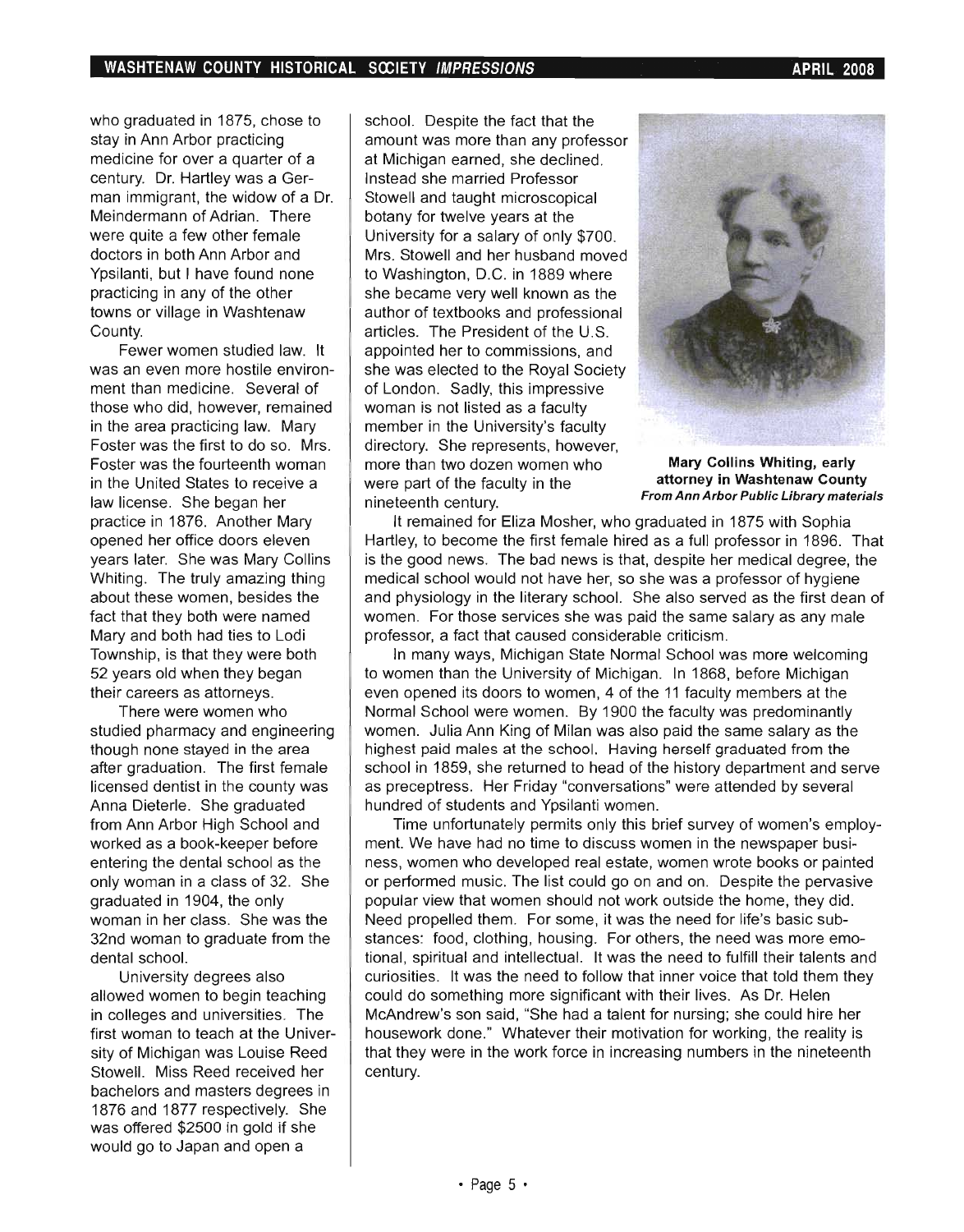who graduated in 1875, chose to stay in Ann Arbor practicing medicine for over a quarter of a century. Dr. Hartley was a German immigrant, the widow of a Dr. Meindermann of Adrian. There were quite a few other female doctors in both Ann Arbor and Ypsilanti, but I have found none practicing in any of the other towns or village in Washtenaw County.

Fewer women studied law. It was an even more hostile environment than medicine. Several of those who did, however, remained in the area practicing law. Mary Foster was the first to do so. Mrs. Foster was the fourteenth woman in the United States to receive a law license. She began her practice in 1876. Another Mary opened her office doors eleven years later. She was Mary Collins Whiting. The truly amazing thing about these women, besides the fact that they both were named Mary and both had ties to Lodi Township, is that they were both 52 years old when they began their careers as attorneys.

There were women who studied pharmacy and engineering though none stayed in the area after graduation. The first female licensed dentist in the county was Anna Dieterle. She graduated from Ann Arbor High School and worked as a book-keeper before entering the dental school as the only woman in a class of 32. She graduated in 1904, the only woman in her class. She was the 32nd woman to graduate from the dental school.

University degrees also allowed women to begin teaching in colleges and universities. The first woman to teach at the University of Michigan was Louise Reed Stowell. Miss Reed received her bachelors and masters degrees in 1876 and 1877 respectively. She was offered $2500 in gold if she would go to Japan and open a school. Despite the fact that the amount was more than any professor at Michigan earned, she declined. Instead she married Professor Stowell and taught microscopical botany for twelve years at the University for a salary of only $700. Mrs. Stowell and her husband moved to Washington, D.C. in 1889 where she became very well known as the author of textbooks and professional articles. The President of the U.S. appointed her to commissions, and she was elected to the Royal Society of London. Sadly, this impressive woman is not listed as a faculty member in the University's faculty directory. She represents, however, more than two dozen women who were part of the faculty in the nineteenth century.

**Mary Collins Whiting, early attorney in Washtenaw County**
***From Ann Arbor Public Library materials***

It remained for Eliza Mosher, who graduated in 1875 with Sophia Hartley, to become the first female hired as a full professor in 1896. That is the good news. The bad news is that, despite her medical degree, the medical school would not have her, so she was a professor of hygiene and physiology in the literary school. She also served as the first dean of women. For those services she was paid the same salary as any male professor, a fact that caused considerable criticism.

In many ways, Michigan State Normal School was more welcoming to women than the University of Michigan. In 1868, before Michigan even opened its doors to women, 4 of the 11 faculty members at the Normal School were women. By 1900 the faculty was predominantly women. Julia Ann King of Milan was also paid the same salary as the highest paid males at the school. Having herself graduated from the school in 1859, she returned to head of the history department and serve as preceptress. Her Friday "conversations" were attended by several hundred of students and Ypsilanti women.

Time unfortunately permits only this brief survey of women's employment. We have had no time to discuss women in the newspaper business, women who developed real estate, women wrote books or painted or performed music. The list could go on and on. Despite the pervasive popular view that women should not work outside the home, they did. Need propelled them. For some, it was the need for life's basic substances: food, clothing, housing. For others, the need was more emotional, spiritual and intellectual. It was the need to fulfill their talents and curiosities. It was the need to follow that inner voice that told them they could do something more significant with their lives. As Dr. Helen McAndrew's son said, "She had a talent for nursing; she could hire her housework done." Whatever their motivation for working, the reality is that they were in the work force in increasing numbers in the nineteenth century.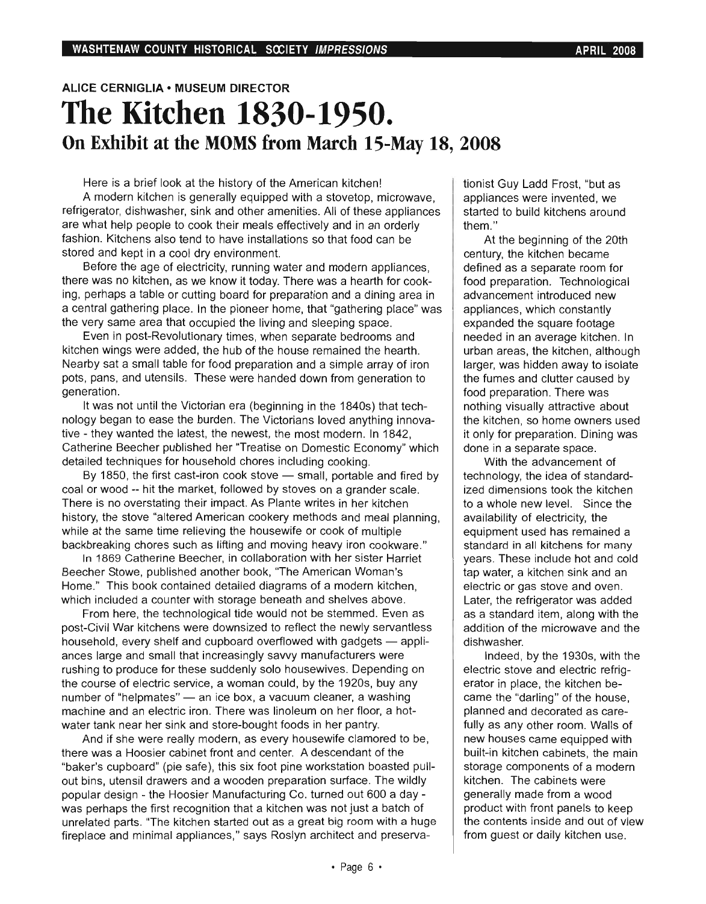**ALICE CERNIGLIA • MUSEUM DIRECTOR**

# The Kitchen 1830-1950.

## On Exhibit at the MOMS from March 15-May 18, 2008

Here is a brief look at the history of the American kitchen!

A modern kitchen is generally equipped with a stovetop, microwave, refrigerator, dishwasher, sink and other amenities. All of these appliances are what help people to cook their meals effectively and in an orderly fashion. Kitchens also tend to have installations so that food can be stored and kept in a cool dry environment.

Before the age of electricity, running water and modern appliances, there was no kitchen, as we know it today. There was a hearth for cooking, perhaps a table or cutting board for preparation and a dining area in a central gathering place. In the pioneer home, that "gathering place" was the very same area that occupied the living and sleeping space.

Even in post-Revolutionary times, when separate bedrooms and kitchen wings were added, the hub of the house remained the hearth. Nearby sat a small table for food preparation and a simple array of iron pots, pans, and utensils. These were handed down from generation to generation.

It was not until the Victorian era (beginning in the 1840s) that technology began to ease the burden. The Victorians loved anything innovative - they wanted the latest, the newest, the most modern. In 1842, Catherine Beecher published her "Treatise on Domestic Economy" which detailed techniques for household chores including cooking.

By 1850, the first cast-iron cook stove — small, portable and fired by coal or wood -- hit the market, followed by stoves on a grander scale. There is no overstating their impact. As Plante writes in her kitchen history, the stove "altered American cookery methods and meal planning, while at the same time relieving the housewife or cook of multiple backbreaking chores such as lifting and moving heavy iron cookware."

In 1869 Catherine Beecher, in collaboration with her sister Harriet Beecher Stowe, published another book, "The American Woman's Home." This book contained detailed diagrams of a modern kitchen, which included a counter with storage beneath and shelves above.

From here, the technological tide would not be stemmed. Even as post-Civil War kitchens were downsized to reflect the newly servantless household, every shelf and cupboard overflowed with gadgets — appliances large and small that increasingly savvy manufacturers were rushing to produce for these suddenly solo housewives. Depending on the course of electric service, a woman could, by the 1920s, buy any number of "helpmates" — an ice box, a vacuum cleaner, a washing machine and an electric iron. There was linoleum on her floor, a hot-water tank near her sink and store-bought foods in her pantry.

And if she were really modern, as every housewife clamored to be, there was a Hoosier cabinet front and center. A descendant of the "baker's cupboard" (pie safe), this six foot pine workstation boasted pull-out bins, utensil drawers and a wooden preparation surface. The wildly popular design - the Hoosier Manufacturing Co. turned out 600 a day - was perhaps the first recognition that a kitchen was not just a batch of unrelated parts. "The kitchen started out as a great big room with a huge fireplace and minimal appliances," says Roslyn architect and preservationist Guy Ladd Frost, "but as appliances were invented, we started to build kitchens around them."

At the beginning of the 20th century, the kitchen became defined as a separate room for food preparation. Technological advancement introduced new appliances, which constantly expanded the square footage needed in an average kitchen. In urban areas, the kitchen, although larger, was hidden away to isolate the fumes and clutter caused by food preparation. There was nothing visually attractive about the kitchen, so home owners used it only for preparation. Dining was done in a separate space.

With the advancement of technology, the idea of standardized dimensions took the kitchen to a whole new level. Since the availability of electricity, the equipment used has remained a standard in all kitchens for many years. These include hot and cold tap water, a kitchen sink and an electric or gas stove and oven. Later, the refrigerator was added as a standard item, along with the addition of the microwave and the dishwasher.

Indeed, by the 1930s, with the electric stove and electric refrigerator in place, the kitchen became the "darling" of the house, planned and decorated as carefully as any other room. Walls of new houses came equipped with built-in kitchen cabinets, the main storage components of a modern kitchen. The cabinets were generally made from a wood product with front panels to keep the contents inside and out of view from guest or daily kitchen use.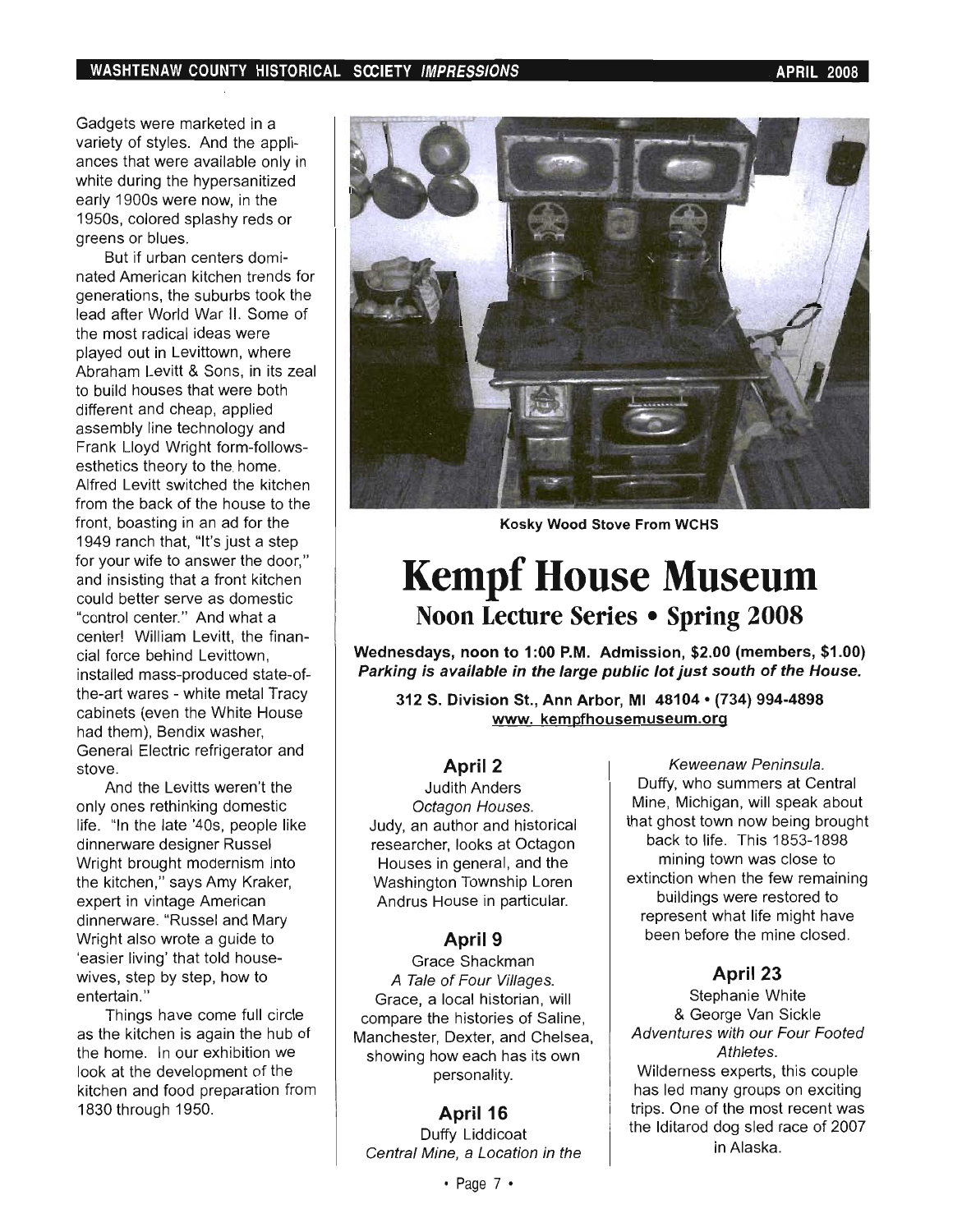Gadgets were marketed in a variety of styles. And the appliances that were available only in white during the hypersanitized early 1900s were now, in the 1950s, colored splashy reds or greens or blues.

But if urban centers dominated American kitchen trends for generations, the suburbs took the lead after World War II. Some of the most radical ideas were played out in Levittown, where Abraham Levitt & Sons, in its zeal to build houses that were both different and cheap, applied assembly line technology and Frank Lloyd Wright form-follows-esthetics theory to the home. Alfred Levitt switched the kitchen from the back of the house to the front, boasting in an ad for the 1949 ranch that, "It's just a step for your wife to answer the door," and insisting that a front kitchen could better serve as domestic "control center." And what a center! William Levitt, the financial force behind Levittown, installed mass-produced state-of-the-art wares - white metal Tracy cabinets (even the White House had them), Bendix washer, General Electric refrigerator and stove.

And the Levitts weren't the only ones rethinking domestic life. "In the late '40s, people like dinnerware designer Russel Wright brought modernism into the kitchen," says Amy Kraker, expert in vintage American dinnerware. "Russel and Mary Wright also wrote a guide to 'easier living' that told housewives, step by step, how to entertain."

Things have come full circle as the kitchen is again the hub of the home. In our exhibition we look at the development of the kitchen and food preparation from 1830 through 1950.

**Kosky Wood Stove From WCHS**

# Kempf House Museum

## Noon Lecture Series • Spring 2008

**Wednesdays, noon to 1:00 P.M. Admission, $2.00 (members, $1.00)**
***Parking is available in the large public lot just south of the House.***

**312 S. Division St., Ann Arbor, MI 48104 • (734) 994-4898**
**www.kempfhousemuseum.org**

### April 2

Judith Anders
*Octagon Houses.*
Judy, an author and historical researcher, looks at Octagon Houses in general, and the Washington Township Loren Andrus House in particular.

### April 9

Grace Shackman
*A Tale of Four Villages.*
Grace, a local historian, will compare the histories of Saline, Manchester, Dexter, and Chelsea, showing how each has its own personality.

### April 16

Duffy Liddicoat
*Central Mine, a Location in the Keweenaw Peninsula.*
Duffy, who summers at Central Mine, Michigan, will speak about that ghost town now being brought back to life. This 1853-1898 mining town was close to extinction when the few remaining buildings were restored to represent what life might have been before the mine closed.

### April 23

Stephanie White & George Van Sickle
*Adventures with our Four Footed Athletes.*
Wilderness experts, this couple has led many groups on exciting trips. One of the most recent was the Iditarod dog sled race of 2007 in Alaska.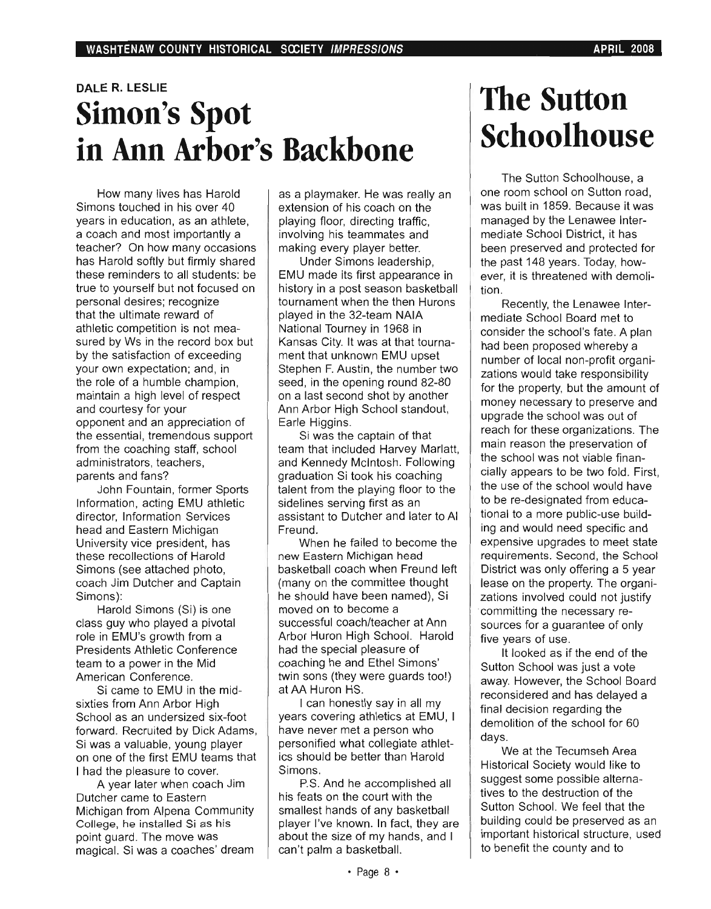DALE R. LESLIE

# Simon's Spot in Ann Arbor's Backbone

How many lives has Harold Simons touched in his over 40 years in education, as an athlete, a coach and most importantly a teacher? On how many occasions has Harold softly but firmly shared these reminders to all students: be true to yourself but not focused on personal desires; recognize that the ultimate reward of athletic competition is not measured by Ws in the record box but by the satisfaction of exceeding your own expectation; and, in the role of a humble champion, maintain a high level of respect and courtesy for your opponent and an appreciation of the essential, tremendous support from the coaching staff, school administrators, teachers, parents and fans?

John Fountain, former Sports Information, acting EMU athletic director, Information Services head and Eastern Michigan University vice president, has these recollections of Harold Simons (see attached photo, coach Jim Dutcher and Captain Simons):

Harold Simons (Si) is one class guy who played a pivotal role in EMU's growth from a Presidents Athletic Conference team to a power in the Mid American Conference.

Si came to EMU in the mid-sixties from Ann Arbor High School as an undersized six-foot forward. Recruited by Dick Adams, Si was a valuable, young player on one of the first EMU teams that I had the pleasure to cover.

A year later when coach Jim Dutcher came to Eastern Michigan from Alpena Community College, he installed Si as his point guard. The move was magical. Si was a coaches' dream as a playmaker. He was really an extension of his coach on the playing floor, directing traffic, involving his teammates and making every player better.

Under Simons leadership, EMU made its first appearance in history in a post season basketball tournament when the then Hurons played in the 32-team NAIA National Tourney in 1968 in Kansas City. It was at that tournament that unknown EMU upset Stephen F. Austin, the number two seed, in the opening round 82-80 on a last second shot by another Ann Arbor High School standout, Earle Higgins.

Si was the captain of that team that included Harvey Marlatt, and Kennedy McIntosh. Following graduation Si took his coaching talent from the playing floor to the sidelines serving first as an assistant to Dutcher and later to Al Freund.

When he failed to become the new Eastern Michigan head basketball coach when Freund left (many on the committee thought he should have been named), Si moved on to become a successful coach/teacher at Ann Arbor Huron High School. Harold had the special pleasure of coaching he and Ethel Simons' twin sons (they were guards too!) at AA Huron HS.

I can honestly say in all my years covering athletics at EMU, I have never met a person who personified what collegiate athletics should be better than Harold Simons.

P.S. And he accomplished all his feats on the court with the smallest hands of any basketball player I've known. In fact, they are about the size of my hands, and I can't palm a basketball.

# The Sutton Schoolhouse

The Sutton Schoolhouse, a one room school on Sutton road, was built in 1859. Because it was managed by the Lenawee Intermediate School District, it has been preserved and protected for the past 148 years. Today, however, it is threatened with demolition.

Recently, the Lenawee Intermediate School Board met to consider the school's fate. A plan had been proposed whereby a number of local non-profit organizations would take responsibility for the property, but the amount of money necessary to preserve and upgrade the school was out of reach for these organizations. The main reason the preservation of the school was not viable financially appears to be two fold. First, the use of the school would have to be re-designated from educational to a more public-use building and would need specific and expensive upgrades to meet state requirements. Second, the School District was only offering a 5 year lease on the property. The organizations involved could not justify committing the necessary resources for a guarantee of only five years of use.

It looked as if the end of the Sutton School was just a vote away. However, the School Board reconsidered and has delayed a final decision regarding the demolition of the school for 60 days.

We at the Tecumseh Area Historical Society would like to suggest some possible alternatives to the destruction of the Sutton School. We feel that the building could be preserved as an important historical structure, used to benefit the county and to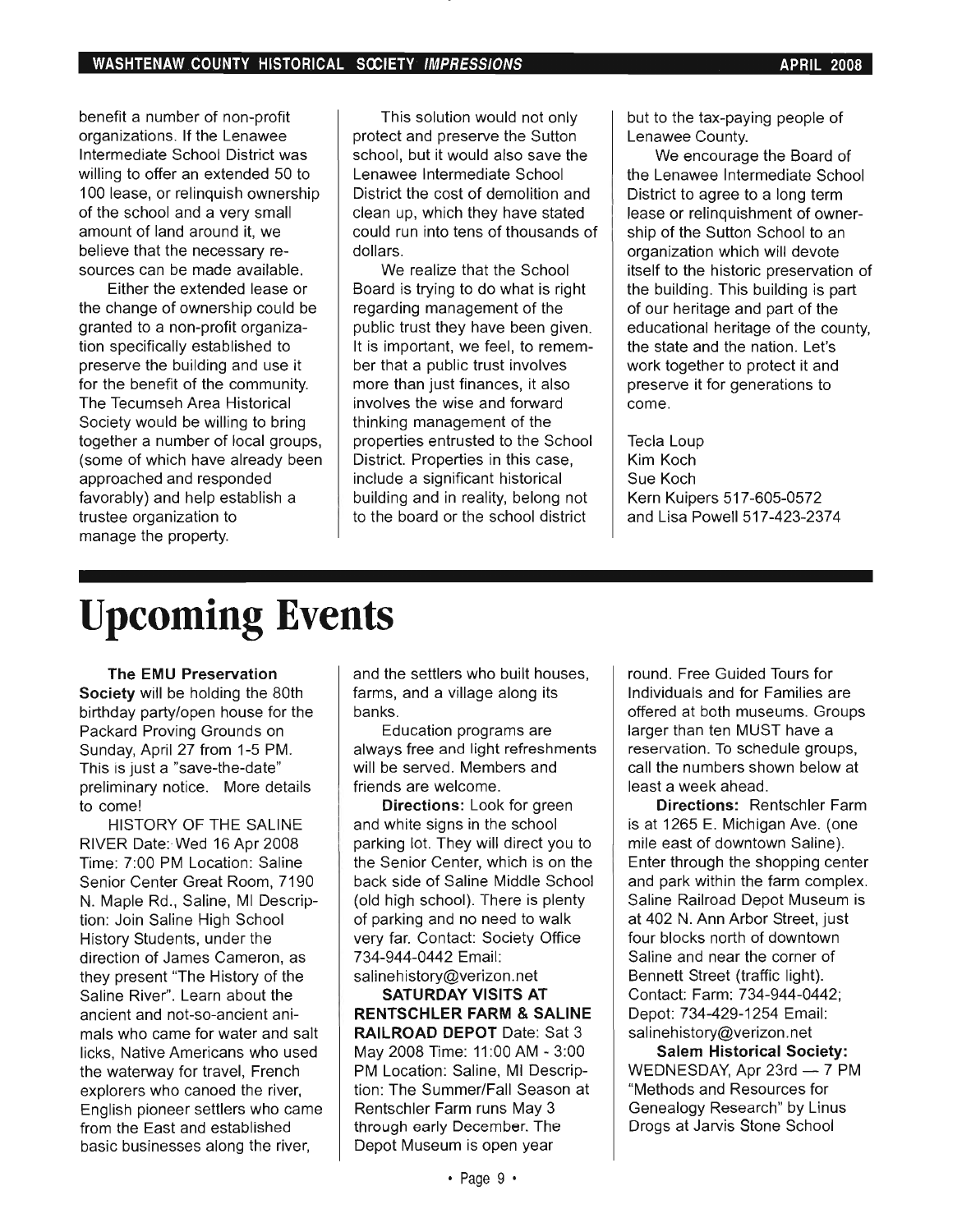benefit a number of non-profit organizations. If the Lenawee Intermediate School District was willing to offer an extended 50 to 100 lease, or relinquish ownership of the school and a very small amount of land around it, we believe that the necessary resources can be made available.

Either the extended lease or the change of ownership could be granted to a non-profit organization specifically established to preserve the building and use it for the benefit of the community. The Tecumseh Area Historical Society would be willing to bring together a number of local groups, (some of which have already been approached and responded favorably) and help establish a trustee organization to manage the property.

This solution would not only protect and preserve the Sutton school, but it would also save the Lenawee Intermediate School District the cost of demolition and clean up, which they have stated could run into tens of thousands of dollars.

We realize that the School Board is trying to do what is right regarding management of the public trust they have been given. It is important, we feel, to remember that a public trust involves more than just finances, it also involves the wise and forward thinking management of the properties entrusted to the School District. Properties in this case, include a significant historical building and in reality, belong not to the board or the school district but to the tax-paying people of Lenawee County.

We encourage the Board of the Lenawee Intermediate School District to agree to a long term lease or relinquishment of ownership of the Sutton School to an organization which will devote itself to the historic preservation of the building. This building is part of our heritage and part of the educational heritage of the county, the state and the nation. Let's work together to protect it and preserve it for generations to come.

Tecla Loup
Kim Koch
Sue Koch
Kern Kuipers 517-605-0572
and Lisa Powell 517-423-2374

# Upcoming Events

**The EMU Preservation Society** will be holding the 80th birthday party/open house for the Packard Proving Grounds on Sunday, April 27 from 1-5 PM. This is just a "save-the-date" preliminary notice. More details to come!

HISTORY OF THE SALINE RIVER Date: Wed 16 Apr 2008 Time: 7:00 PM Location: Saline Senior Center Great Room, 7190 N. Maple Rd., Saline, MI Description: Join Saline High School History Students, under the direction of James Cameron, as they present "The History of the Saline River". Learn about the ancient and not-so-ancient animals who came for water and salt licks, Native Americans who used the waterway for travel, French explorers who canoed the river, English pioneer settlers who came from the East and established basic businesses along the river, and the settlers who built houses, farms, and a village along its banks.

Education programs are always free and light refreshments will be served. Members and friends are welcome.

**Directions:** Look for green and white signs in the school parking lot. They will direct you to the Senior Center, which is on the back side of Saline Middle School (old high school). There is plenty of parking and no need to walk very far. Contact: Society Office 734-944-0442 Email: salinehistory@verizon.net

**SATURDAY VISITS AT RENTSCHLER FARM & SALINE RAILROAD DEPOT** Date: Sat 3 May 2008 Time: 11:00 AM - 3:00 PM Location: Saline, MI Description: The Summer/Fall Season at Rentschler Farm runs May 3 through early December. The Depot Museum is open year round. Free Guided Tours for Individuals and for Families are offered at both museums. Groups larger than ten MUST have a reservation. To schedule groups, call the numbers shown below at least a week ahead.

**Directions:** Rentschler Farm is at 1265 E. Michigan Ave. (one mile east of downtown Saline). Enter through the shopping center and park within the farm complex. Saline Railroad Depot Museum is at 402 N. Ann Arbor Street, just four blocks north of downtown Saline and near the corner of Bennett Street (traffic light). Contact: Farm: 734-944-0442; Depot: 734-429-1254 Email: salinehistory@verizon.net

**Salem Historical Society:** WEDNESDAY, Apr 23rd — 7 PM "Methods and Resources for Genealogy Research" by Linus Drogs at Jarvis Stone School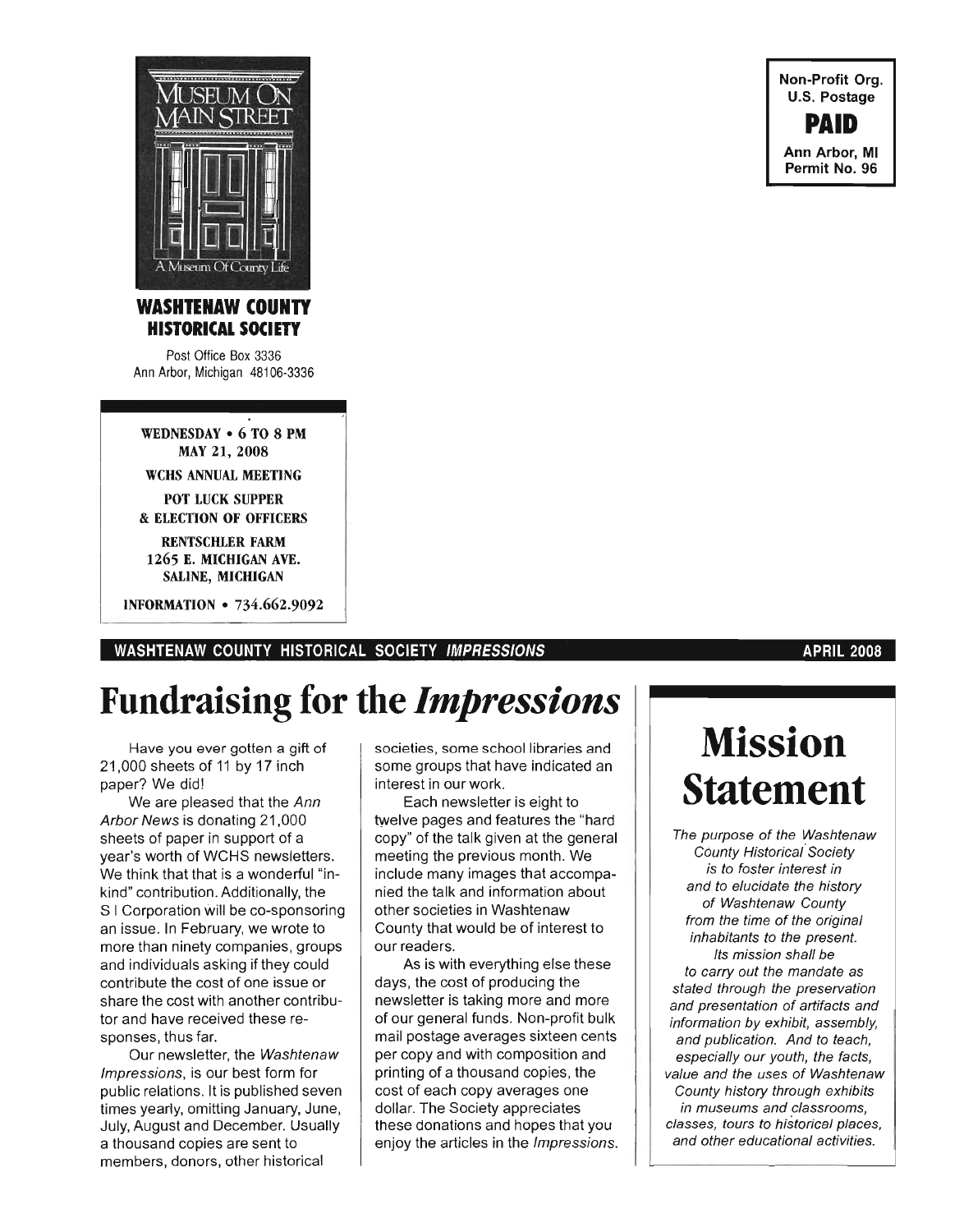MUSEUM ON MAIN STREET

A Museum Of County Life

**WASHTENAW COUNTY HISTORICAL SOCIETY**

Post Office Box 3336
Ann Arbor, Michigan 48106-3336

Non-Profit Org.
U.S. Postage
**PAID**
Ann Arbor, MI
Permit No. 96

**WEDNESDAY • 6 TO 8 PM**
**MAY 21, 2008**
**WCHS ANNUAL MEETING**
**POT LUCK SUPPER**
**& ELECTION OF OFFICERS**
**RENTSCHLER FARM**
**1265 E. MICHIGAN AVE.**
**SALINE, MICHIGAN**
**INFORMATION • 734.662.9092**

**WASHTENAW COUNTY HISTORICAL SOCIETY *IMPRESSIONS*** — **APRIL 2008**

# Fundraising for the *Impressions*

Have you ever gotten a gift of 21,000 sheets of 11 by 17 inch paper? We did!

We are pleased that the *Ann Arbor News* is donating 21,000 sheets of paper in support of a year's worth of WCHS newsletters. We think that that is a wonderful "in-kind" contribution. Additionally, the S I Corporation will be co-sponsoring an issue. In February, we wrote to more than ninety companies, groups and individuals asking if they could contribute the cost of one issue or share the cost with another contributor and have received these responses, thus far.

Our newsletter, the *Washtenaw Impressions*, is our best form for public relations. It is published seven times yearly, omitting January, June, July, August and December. Usually a thousand copies are sent to members, donors, other historical societies, some school libraries and some groups that have indicated an interest in our work.

Each newsletter is eight to twelve pages and features the "hard copy" of the talk given at the general meeting the previous month. We include many images that accompanied the talk and information about other societies in Washtenaw County that would be of interest to our readers.

As is with everything else these days, the cost of producing the newsletter is taking more and more of our general funds. Non-profit bulk mail postage averages sixteen cents per copy and with composition and printing of a thousand copies, the cost of each copy averages one dollar. The Society appreciates these donations and hopes that you enjoy the articles in the *Impressions*.

# Mission Statement

*The purpose of the Washtenaw County Historical Society is to foster interest in and to elucidate the history of Washtenaw County from the time of the original inhabitants to the present. Its mission shall be to carry out the mandate as stated through the preservation and presentation of artifacts and information by exhibit, assembly, and publication. And to teach, especially our youth, the facts, value and the uses of Washtenaw County history through exhibits in museums and classrooms, classes, tours to historical places, and other educational activities.*